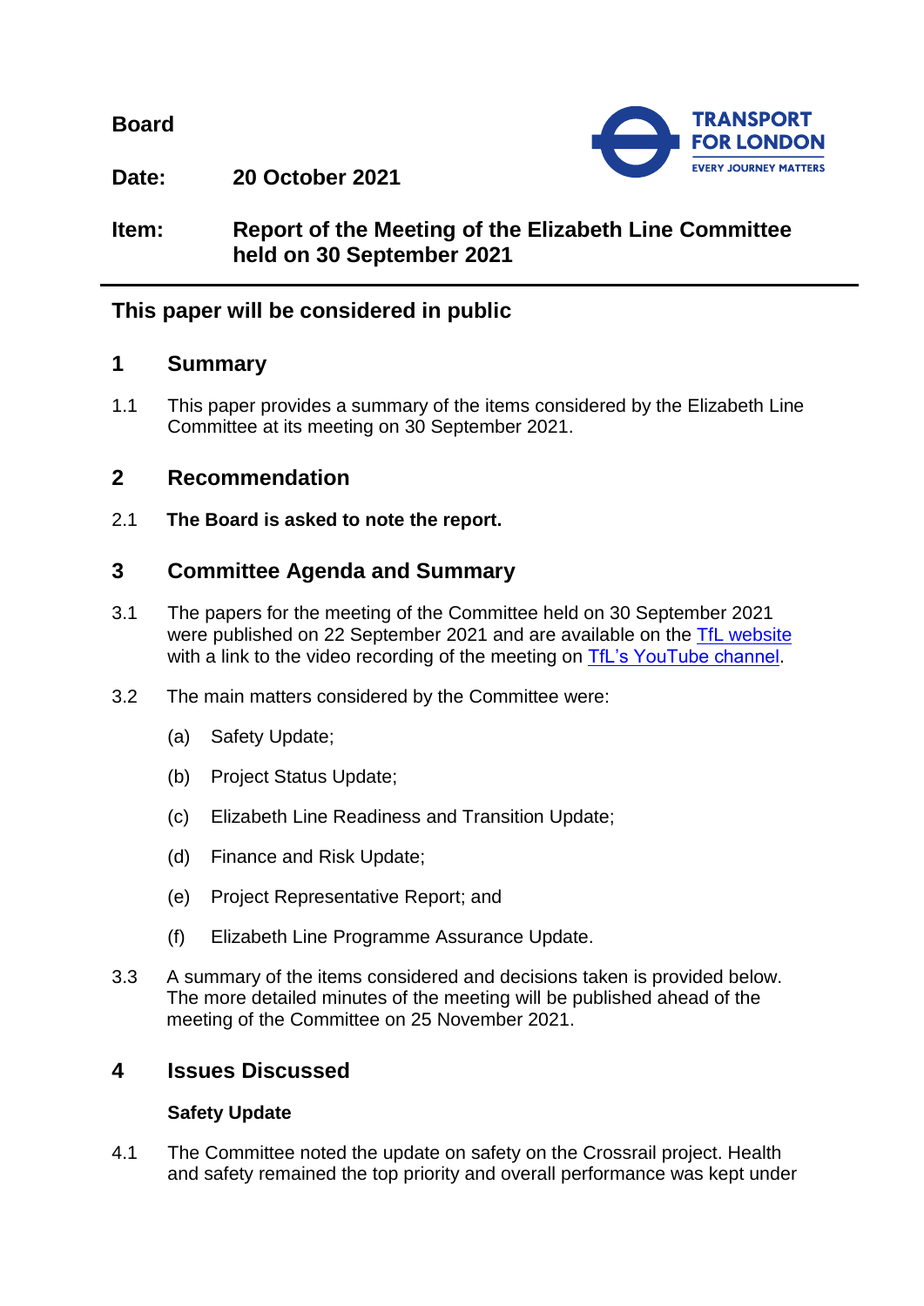**Board**

**Date:** **20 October 2021**

**Item:** **Report of the Meeting of the Elizabeth Line Committee held on 30 September 2021**

## This paper will be considered in public

## 1 Summary

1.1 This paper provides a summary of the items considered by the Elizabeth Line Committee at its meeting on 30 September 2021.

## 2 Recommendation

2.1 **The Board is asked to note the report.**

## 3 Committee Agenda and Summary

3.1 The papers for the meeting of the Committee held on 30 September 2021 were published on 22 September 2021 and are available on the TfL website with a link to the video recording of the meeting on TfL's YouTube channel.

3.2 The main matters considered by the Committee were:

(a) Safety Update;

(b) Project Status Update;

(c) Elizabeth Line Readiness and Transition Update;

(d) Finance and Risk Update;

(e) Project Representative Report; and

(f) Elizabeth Line Programme Assurance Update.

3.3 A summary of the items considered and decisions taken is provided below. The more detailed minutes of the meeting will be published ahead of the meeting of the Committee on 25 November 2021.

## 4 Issues Discussed

### Safety Update

4.1 The Committee noted the update on safety on the Crossrail project. Health and safety remained the top priority and overall performance was kept under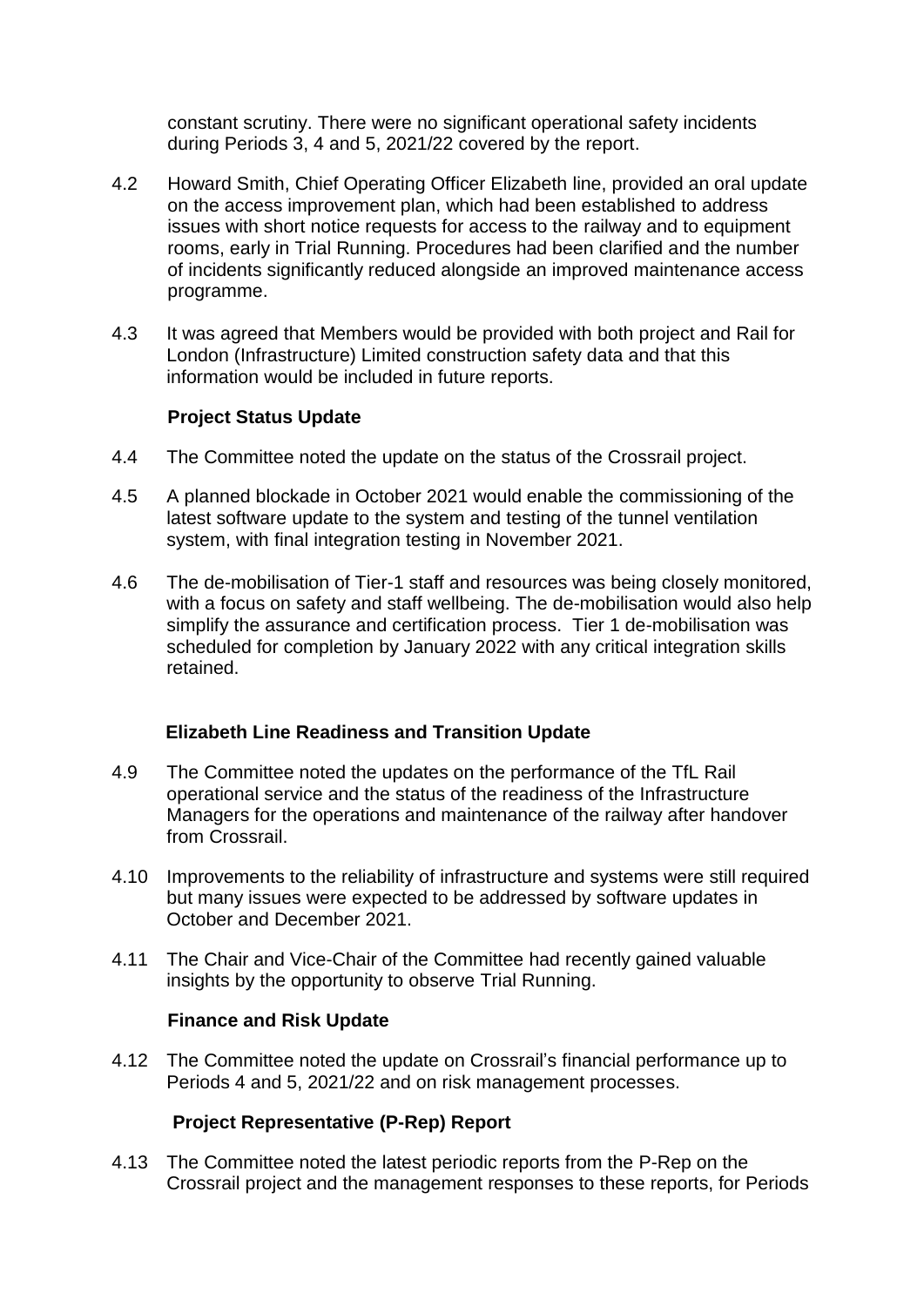constant scrutiny. There were no significant operational safety incidents during Periods 3, 4 and 5, 2021/22 covered by the report.

4.2 Howard Smith, Chief Operating Officer Elizabeth line, provided an oral update on the access improvement plan, which had been established to address issues with short notice requests for access to the railway and to equipment rooms, early in Trial Running. Procedures had been clarified and the number of incidents significantly reduced alongside an improved maintenance access programme.

4.3 It was agreed that Members would be provided with both project and Rail for London (Infrastructure) Limited construction safety data and that this information would be included in future reports.

**Project Status Update**

4.4 The Committee noted the update on the status of the Crossrail project.

4.5 A planned blockade in October 2021 would enable the commissioning of the latest software update to the system and testing of the tunnel ventilation system, with final integration testing in November 2021.

4.6 The de-mobilisation of Tier-1 staff and resources was being closely monitored, with a focus on safety and staff wellbeing. The de-mobilisation would also help simplify the assurance and certification process. Tier 1 de-mobilisation was scheduled for completion by January 2022 with any critical integration skills retained.

**Elizabeth Line Readiness and Transition Update**

4.9 The Committee noted the updates on the performance of the TfL Rail operational service and the status of the readiness of the Infrastructure Managers for the operations and maintenance of the railway after handover from Crossrail.

4.10 Improvements to the reliability of infrastructure and systems were still required but many issues were expected to be addressed by software updates in October and December 2021.

4.11 The Chair and Vice-Chair of the Committee had recently gained valuable insights by the opportunity to observe Trial Running.

**Finance and Risk Update**

4.12 The Committee noted the update on Crossrail's financial performance up to Periods 4 and 5, 2021/22 and on risk management processes.

**Project Representative (P-Rep) Report**

4.13 The Committee noted the latest periodic reports from the P-Rep on the Crossrail project and the management responses to these reports, for Periods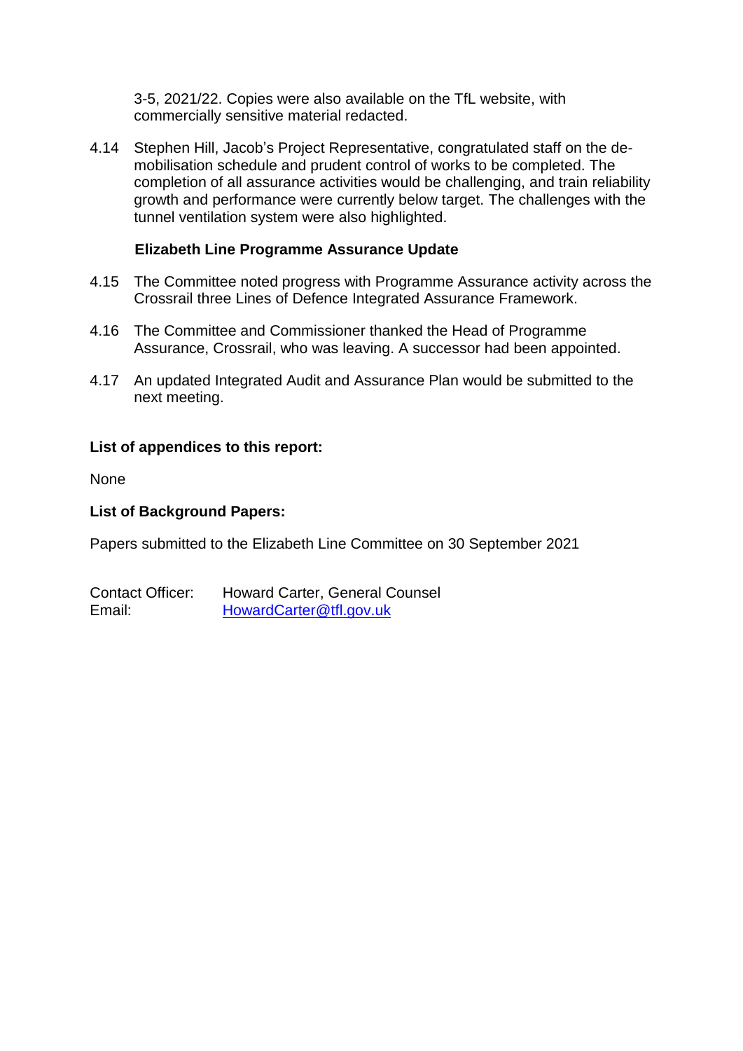3-5, 2021/22. Copies were also available on the TfL website, with commercially sensitive material redacted.

4.14 Stephen Hill, Jacob's Project Representative, congratulated staff on the de-mobilisation schedule and prudent control of works to be completed. The completion of all assurance activities would be challenging, and train reliability growth and performance were currently below target. The challenges with the tunnel ventilation system were also highlighted.

**Elizabeth Line Programme Assurance Update**

4.15 The Committee noted progress with Programme Assurance activity across the Crossrail three Lines of Defence Integrated Assurance Framework.

4.16 The Committee and Commissioner thanked the Head of Programme Assurance, Crossrail, who was leaving. A successor had been appointed.

4.17 An updated Integrated Audit and Assurance Plan would be submitted to the next meeting.

**List of appendices to this report:**

None

**List of Background Papers:**

Papers submitted to the Elizabeth Line Committee on 30 September 2021

Contact Officer: Howard Carter, General Counsel
Email: HowardCarter@tfl.gov.uk